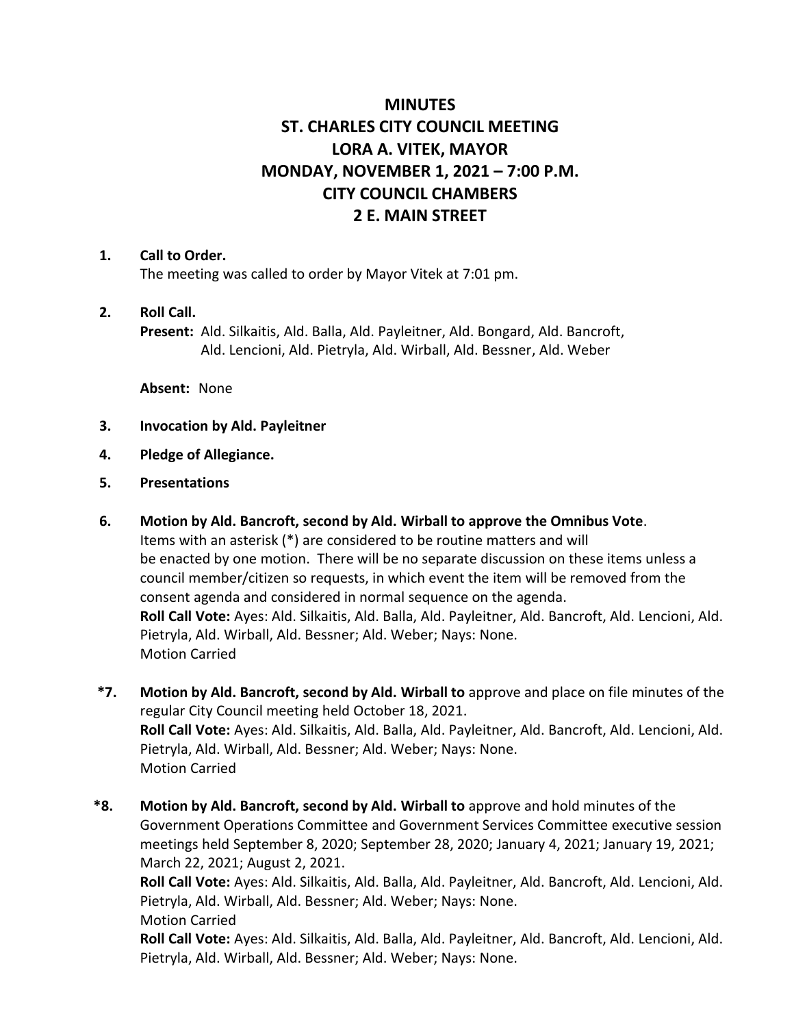# MINUTES
# ST. CHARLES CITY COUNCIL MEETING
# LORA A. VITEK, MAYOR
# MONDAY, NOVEMBER 1, 2021 – 7:00 P.M.
# CITY COUNCIL CHAMBERS
# 2 E. MAIN STREET

**1. Call to Order.**
The meeting was called to order by Mayor Vitek at 7:01 pm.

**2. Roll Call.**
**Present:** Ald. Silkaitis, Ald. Balla, Ald. Payleitner, Ald. Bongard, Ald. Bancroft, Ald. Lencioni, Ald. Pietryla, Ald. Wirball, Ald. Bessner, Ald. Weber

**Absent:** None

**3. Invocation by Ald. Payleitner**

**4. Pledge of Allegiance.**

**5. Presentations**

**6. Motion by Ald. Bancroft, second by Ald. Wirball to approve the Omnibus Vote**.
Items with an asterisk (*) are considered to be routine matters and will be enacted by one motion. There will be no separate discussion on these items unless a council member/citizen so requests, in which event the item will be removed from the consent agenda and considered in normal sequence on the agenda.
**Roll Call Vote:** Ayes: Ald. Silkaitis, Ald. Balla, Ald. Payleitner, Ald. Bancroft, Ald. Lencioni, Ald. Pietryla, Ald. Wirball, Ald. Bessner; Ald. Weber; Nays: None.
Motion Carried

**\*7. Motion by Ald. Bancroft, second by Ald. Wirball to** approve and place on file minutes of the regular City Council meeting held October 18, 2021.
**Roll Call Vote:** Ayes: Ald. Silkaitis, Ald. Balla, Ald. Payleitner, Ald. Bancroft, Ald. Lencioni, Ald. Pietryla, Ald. Wirball, Ald. Bessner; Ald. Weber; Nays: None.
Motion Carried

**\*8. Motion by Ald. Bancroft, second by Ald. Wirball to** approve and hold minutes of the Government Operations Committee and Government Services Committee executive session meetings held September 8, 2020; September 28, 2020; January 4, 2021; January 19, 2021; March 22, 2021; August 2, 2021.
**Roll Call Vote:** Ayes: Ald. Silkaitis, Ald. Balla, Ald. Payleitner, Ald. Bancroft, Ald. Lencioni, Ald. Pietryla, Ald. Wirball, Ald. Bessner; Ald. Weber; Nays: None.
Motion Carried
**Roll Call Vote:** Ayes: Ald. Silkaitis, Ald. Balla, Ald. Payleitner, Ald. Bancroft, Ald. Lencioni, Ald. Pietryla, Ald. Wirball, Ald. Bessner; Ald. Weber; Nays: None.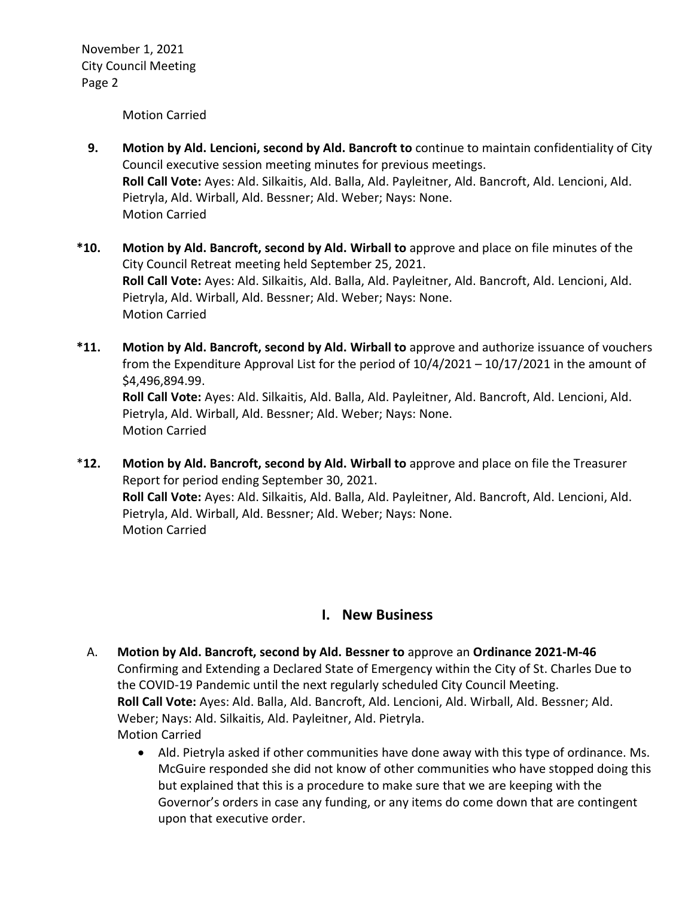Motion Carried

**9. Motion by Ald. Lencioni, second by Ald. Bancroft to** continue to maintain confidentiality of City Council executive session meeting minutes for previous meetings.
**Roll Call Vote:** Ayes: Ald. Silkaitis, Ald. Balla, Ald. Payleitner, Ald. Bancroft, Ald. Lencioni, Ald. Pietryla, Ald. Wirball, Ald. Bessner; Ald. Weber; Nays: None.
Motion Carried

**\*10. Motion by Ald. Bancroft, second by Ald. Wirball to** approve and place on file minutes of the City Council Retreat meeting held September 25, 2021.
**Roll Call Vote:** Ayes: Ald. Silkaitis, Ald. Balla, Ald. Payleitner, Ald. Bancroft, Ald. Lencioni, Ald. Pietryla, Ald. Wirball, Ald. Bessner; Ald. Weber; Nays: None.
Motion Carried

**\*11. Motion by Ald. Bancroft, second by Ald. Wirball to** approve and authorize issuance of vouchers from the Expenditure Approval List for the period of 10/4/2021 – 10/17/2021 in the amount of $4,496,894.99.
**Roll Call Vote:** Ayes: Ald. Silkaitis, Ald. Balla, Ald. Payleitner, Ald. Bancroft, Ald. Lencioni, Ald. Pietryla, Ald. Wirball, Ald. Bessner; Ald. Weber; Nays: None.
Motion Carried

\***12. Motion by Ald. Bancroft, second by Ald. Wirball to** approve and place on file the Treasurer Report for period ending September 30, 2021.
**Roll Call Vote:** Ayes: Ald. Silkaitis, Ald. Balla, Ald. Payleitner, Ald. Bancroft, Ald. Lencioni, Ald. Pietryla, Ald. Wirball, Ald. Bessner; Ald. Weber; Nays: None.
Motion Carried

## I. New Business

A. **Motion by Ald. Bancroft, second by Ald. Bessner to** approve an **Ordinance 2021-M-46** Confirming and Extending a Declared State of Emergency within the City of St. Charles Due to the COVID-19 Pandemic until the next regularly scheduled City Council Meeting.
**Roll Call Vote:** Ayes: Ald. Balla, Ald. Bancroft, Ald. Lencioni, Ald. Wirball, Ald. Bessner; Ald. Weber; Nays: Ald. Silkaitis, Ald. Payleitner, Ald. Pietryla.
Motion Carried

- Ald. Pietryla asked if other communities have done away with this type of ordinance. Ms. McGuire responded she did not know of other communities who have stopped doing this but explained that this is a procedure to make sure that we are keeping with the Governor's orders in case any funding, or any items do come down that are contingent upon that executive order.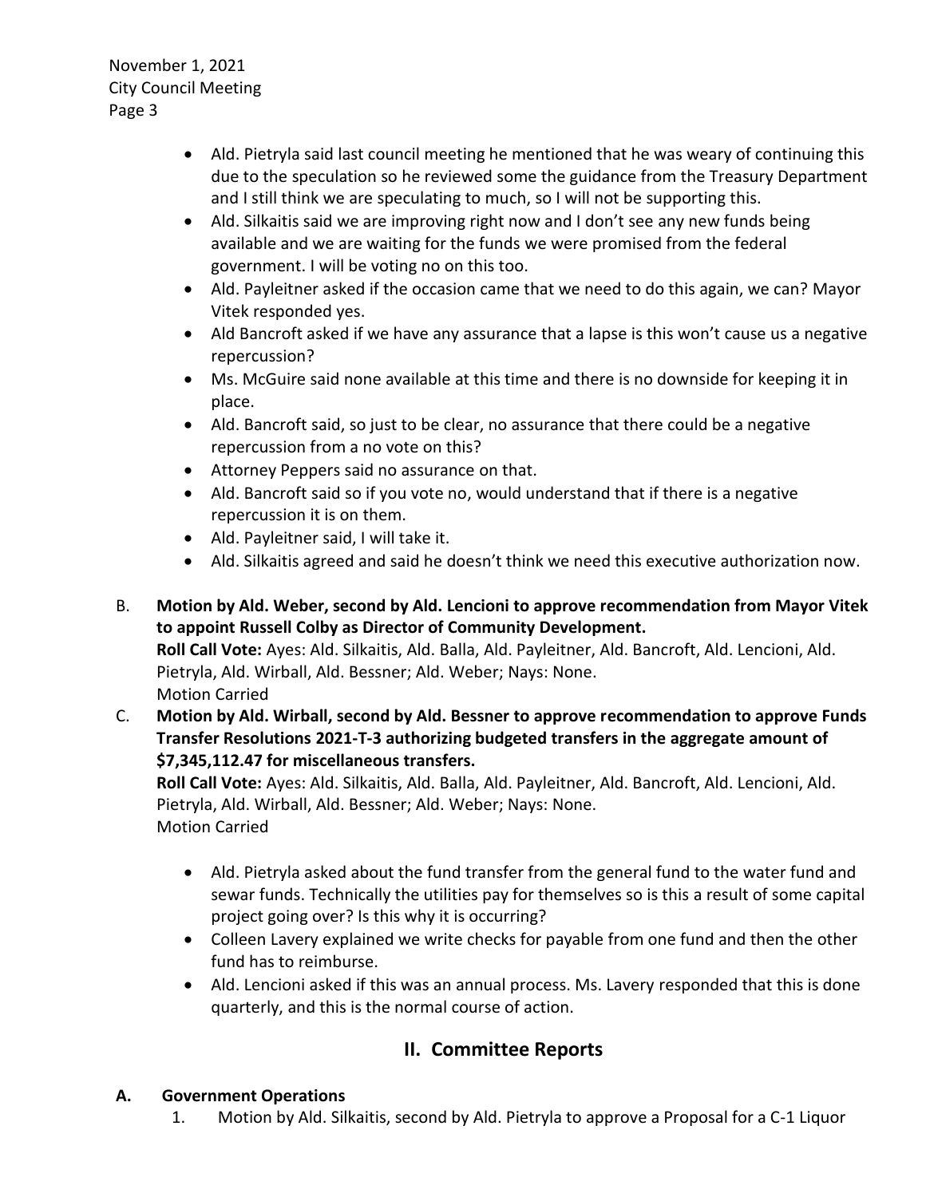- Ald. Pietryla said last council meeting he mentioned that he was weary of continuing this due to the speculation so he reviewed some the guidance from the Treasury Department and I still think we are speculating to much, so I will not be supporting this.
- Ald. Silkaitis said we are improving right now and I don't see any new funds being available and we are waiting for the funds we were promised from the federal government. I will be voting no on this too.
- Ald. Payleitner asked if the occasion came that we need to do this again, we can? Mayor Vitek responded yes.
- Ald Bancroft asked if we have any assurance that a lapse is this won't cause us a negative repercussion?
- Ms. McGuire said none available at this time and there is no downside for keeping it in place.
- Ald. Bancroft said, so just to be clear, no assurance that there could be a negative repercussion from a no vote on this?
- Attorney Peppers said no assurance on that.
- Ald. Bancroft said so if you vote no, would understand that if there is a negative repercussion it is on them.
- Ald. Payleitner said, I will take it.
- Ald. Silkaitis agreed and said he doesn't think we need this executive authorization now.

B. **Motion by Ald. Weber, second by Ald. Lencioni to approve recommendation from Mayor Vitek to appoint Russell Colby as Director of Community Development.**
**Roll Call Vote:** Ayes: Ald. Silkaitis, Ald. Balla, Ald. Payleitner, Ald. Bancroft, Ald. Lencioni, Ald. Pietryla, Ald. Wirball, Ald. Bessner; Ald. Weber; Nays: None.
Motion Carried

C. **Motion by Ald. Wirball, second by Ald. Bessner to approve recommendation to approve Funds Transfer Resolutions 2021-T-3 authorizing budgeted transfers in the aggregate amount of $7,345,112.47 for miscellaneous transfers.**
**Roll Call Vote:** Ayes: Ald. Silkaitis, Ald. Balla, Ald. Payleitner, Ald. Bancroft, Ald. Lencioni, Ald. Pietryla, Ald. Wirball, Ald. Bessner; Ald. Weber; Nays: None.
Motion Carried

- Ald. Pietryla asked about the fund transfer from the general fund to the water fund and sewar funds. Technically the utilities pay for themselves so is this a result of some capital project going over? Is this why it is occurring?
- Colleen Lavery explained we write checks for payable from one fund and then the other fund has to reimburse.
- Ald. Lencioni asked if this was an annual process. Ms. Lavery responded that this is done quarterly, and this is the normal course of action.

## II. Committee Reports

### A. Government Operations

1. Motion by Ald. Silkaitis, second by Ald. Pietryla to approve a Proposal for a C-1 Liquor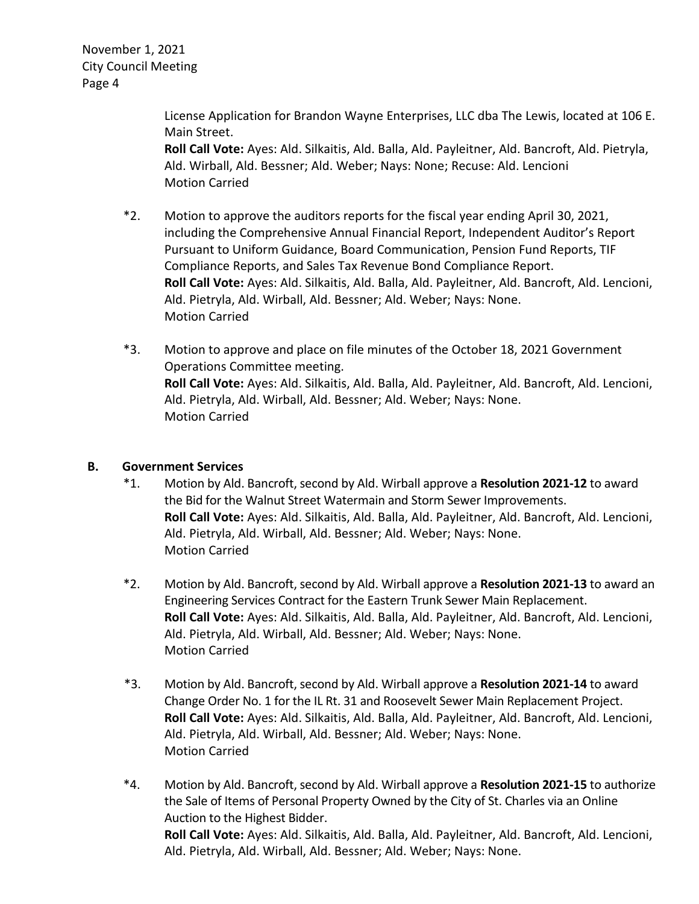License Application for Brandon Wayne Enterprises, LLC dba The Lewis, located at 106 E. Main Street.
**Roll Call Vote:** Ayes: Ald. Silkaitis, Ald. Balla, Ald. Payleitner, Ald. Bancroft, Ald. Pietryla, Ald. Wirball, Ald. Bessner; Ald. Weber; Nays: None; Recuse: Ald. Lencioni
Motion Carried

*2. Motion to approve the auditors reports for the fiscal year ending April 30, 2021, including the Comprehensive Annual Financial Report, Independent Auditor's Report Pursuant to Uniform Guidance, Board Communication, Pension Fund Reports, TIF Compliance Reports, and Sales Tax Revenue Bond Compliance Report.
**Roll Call Vote:** Ayes: Ald. Silkaitis, Ald. Balla, Ald. Payleitner, Ald. Bancroft, Ald. Lencioni, Ald. Pietryla, Ald. Wirball, Ald. Bessner; Ald. Weber; Nays: None.
Motion Carried

*3. Motion to approve and place on file minutes of the October 18, 2021 Government Operations Committee meeting.
**Roll Call Vote:** Ayes: Ald. Silkaitis, Ald. Balla, Ald. Payleitner, Ald. Bancroft, Ald. Lencioni, Ald. Pietryla, Ald. Wirball, Ald. Bessner; Ald. Weber; Nays: None.
Motion Carried

**B. Government Services**

*1. Motion by Ald. Bancroft, second by Ald. Wirball approve a **Resolution 2021-12** to award the Bid for the Walnut Street Watermain and Storm Sewer Improvements.
**Roll Call Vote:** Ayes: Ald. Silkaitis, Ald. Balla, Ald. Payleitner, Ald. Bancroft, Ald. Lencioni, Ald. Pietryla, Ald. Wirball, Ald. Bessner; Ald. Weber; Nays: None.
Motion Carried

*2. Motion by Ald. Bancroft, second by Ald. Wirball approve a **Resolution 2021-13** to award an Engineering Services Contract for the Eastern Trunk Sewer Main Replacement.
**Roll Call Vote:** Ayes: Ald. Silkaitis, Ald. Balla, Ald. Payleitner, Ald. Bancroft, Ald. Lencioni, Ald. Pietryla, Ald. Wirball, Ald. Bessner; Ald. Weber; Nays: None.
Motion Carried

*3. Motion by Ald. Bancroft, second by Ald. Wirball approve a **Resolution 2021-14** to award Change Order No. 1 for the IL Rt. 31 and Roosevelt Sewer Main Replacement Project.
**Roll Call Vote:** Ayes: Ald. Silkaitis, Ald. Balla, Ald. Payleitner, Ald. Bancroft, Ald. Lencioni, Ald. Pietryla, Ald. Wirball, Ald. Bessner; Ald. Weber; Nays: None.
Motion Carried

*4. Motion by Ald. Bancroft, second by Ald. Wirball approve a **Resolution 2021-15** to authorize the Sale of Items of Personal Property Owned by the City of St. Charles via an Online Auction to the Highest Bidder.
**Roll Call Vote:** Ayes: Ald. Silkaitis, Ald. Balla, Ald. Payleitner, Ald. Bancroft, Ald. Lencioni, Ald. Pietryla, Ald. Wirball, Ald. Bessner; Ald. Weber; Nays: None.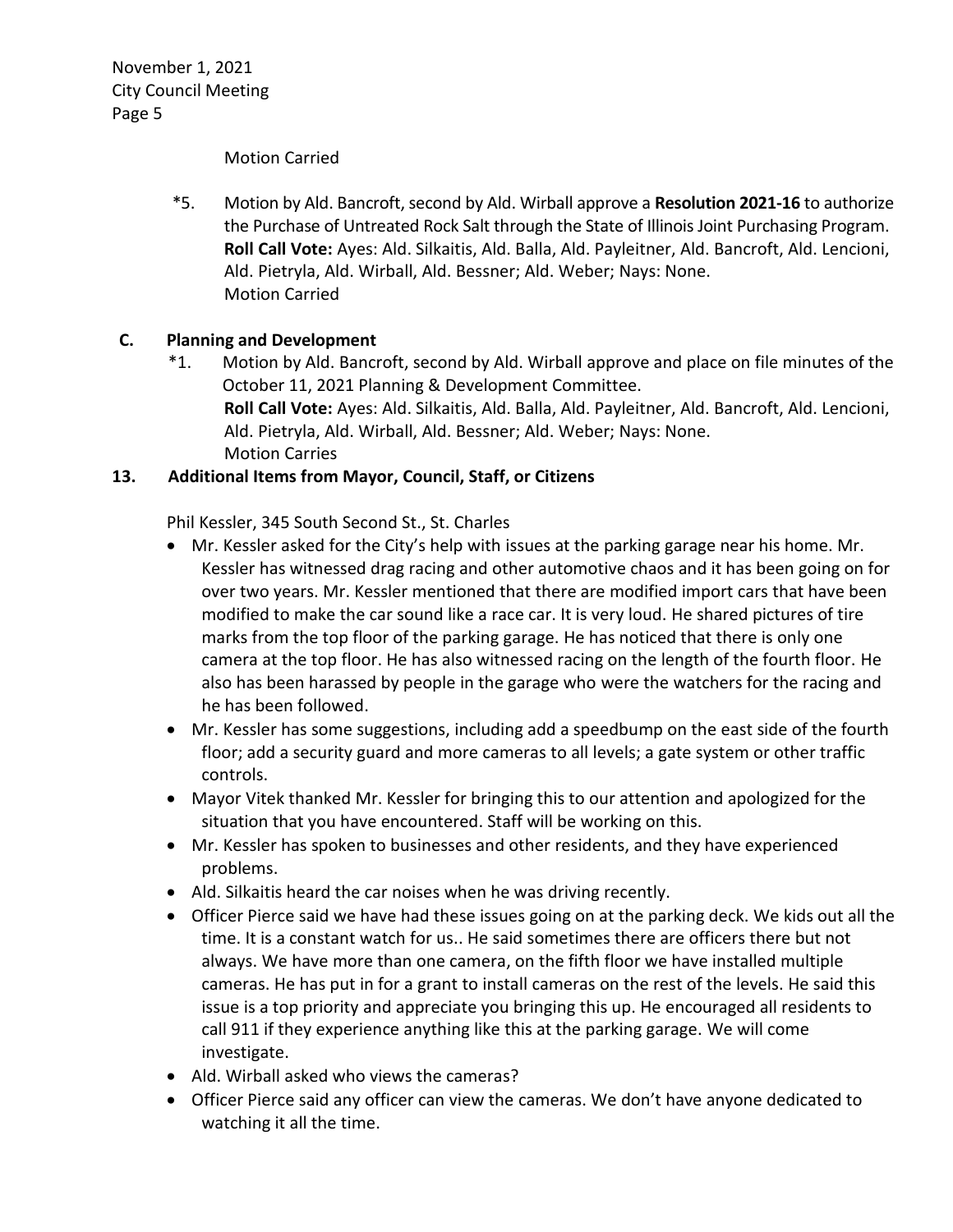Motion Carried

*5. Motion by Ald. Bancroft, second by Ald. Wirball approve a **Resolution 2021-16** to authorize the Purchase of Untreated Rock Salt through the State of Illinois Joint Purchasing Program.
**Roll Call Vote:** Ayes: Ald. Silkaitis, Ald. Balla, Ald. Payleitner, Ald. Bancroft, Ald. Lencioni, Ald. Pietryla, Ald. Wirball, Ald. Bessner; Ald. Weber; Nays: None.
Motion Carried

**C. Planning and Development**

*1. Motion by Ald. Bancroft, second by Ald. Wirball approve and place on file minutes of the October 11, 2021 Planning & Development Committee.
**Roll Call Vote:** Ayes: Ald. Silkaitis, Ald. Balla, Ald. Payleitner, Ald. Bancroft, Ald. Lencioni, Ald. Pietryla, Ald. Wirball, Ald. Bessner; Ald. Weber; Nays: None.
Motion Carries

**13. Additional Items from Mayor, Council, Staff, or Citizens**

Phil Kessler, 345 South Second St., St. Charles

- Mr. Kessler asked for the City's help with issues at the parking garage near his home. Mr. Kessler has witnessed drag racing and other automotive chaos and it has been going on for over two years. Mr. Kessler mentioned that there are modified import cars that have been modified to make the car sound like a race car. It is very loud. He shared pictures of tire marks from the top floor of the parking garage. He has noticed that there is only one camera at the top floor. He has also witnessed racing on the length of the fourth floor. He also has been harassed by people in the garage who were the watchers for the racing and he has been followed.
- Mr. Kessler has some suggestions, including add a speedbump on the east side of the fourth floor; add a security guard and more cameras to all levels; a gate system or other traffic controls.
- Mayor Vitek thanked Mr. Kessler for bringing this to our attention and apologized for the situation that you have encountered. Staff will be working on this.
- Mr. Kessler has spoken to businesses and other residents, and they have experienced problems.
- Ald. Silkaitis heard the car noises when he was driving recently.
- Officer Pierce said we have had these issues going on at the parking deck. We kids out all the time. It is a constant watch for us.. He said sometimes there are officers there but not always. We have more than one camera, on the fifth floor we have installed multiple cameras. He has put in for a grant to install cameras on the rest of the levels. He said this issue is a top priority and appreciate you bringing this up. He encouraged all residents to call 911 if they experience anything like this at the parking garage. We will come investigate.
- Ald. Wirball asked who views the cameras?
- Officer Pierce said any officer can view the cameras. We don't have anyone dedicated to watching it all the time.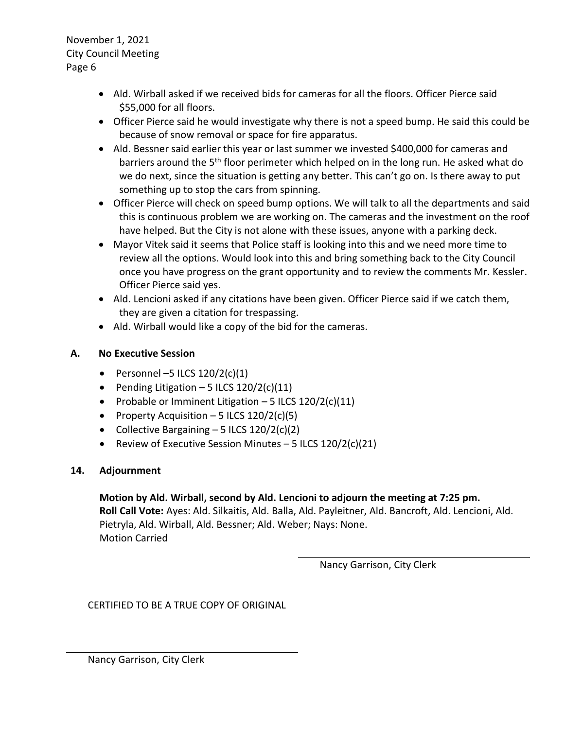- Ald. Wirball asked if we received bids for cameras for all the floors. Officer Pierce said $55,000 for all floors.
- Officer Pierce said he would investigate why there is not a speed bump. He said this could be because of snow removal or space for fire apparatus.
- Ald. Bessner said earlier this year or last summer we invested $400,000 for cameras and barriers around the 5th floor perimeter which helped on in the long run. He asked what do we do next, since the situation is getting any better. This can't go on. Is there away to put something up to stop the cars from spinning.
- Officer Pierce will check on speed bump options. We will talk to all the departments and said this is continuous problem we are working on. The cameras and the investment on the roof have helped. But the City is not alone with these issues, anyone with a parking deck.
- Mayor Vitek said it seems that Police staff is looking into this and we need more time to review all the options. Would look into this and bring something back to the City Council once you have progress on the grant opportunity and to review the comments Mr. Kessler. Officer Pierce said yes.
- Ald. Lencioni asked if any citations have been given. Officer Pierce said if we catch them, they are given a citation for trespassing.
- Ald. Wirball would like a copy of the bid for the cameras.

## A. No Executive Session

- Personnel –5 ILCS 120/2(c)(1)
- Pending Litigation – 5 ILCS 120/2(c)(11)
- Probable or Imminent Litigation – 5 ILCS 120/2(c)(11)
- Property Acquisition – 5 ILCS 120/2(c)(5)
- Collective Bargaining – 5 ILCS 120/2(c)(2)
- Review of Executive Session Minutes – 5 ILCS 120/2(c)(21)

## 14. Adjournment

**Motion by Ald. Wirball, second by Ald. Lencioni to adjourn the meeting at 7:25 pm.**
**Roll Call Vote:** Ayes: Ald. Silkaitis, Ald. Balla, Ald. Payleitner, Ald. Bancroft, Ald. Lencioni, Ald. Pietryla, Ald. Wirball, Ald. Bessner; Ald. Weber; Nays: None.
Motion Carried

Nancy Garrison, City Clerk

CERTIFIED TO BE A TRUE COPY OF ORIGINAL

Nancy Garrison, City Clerk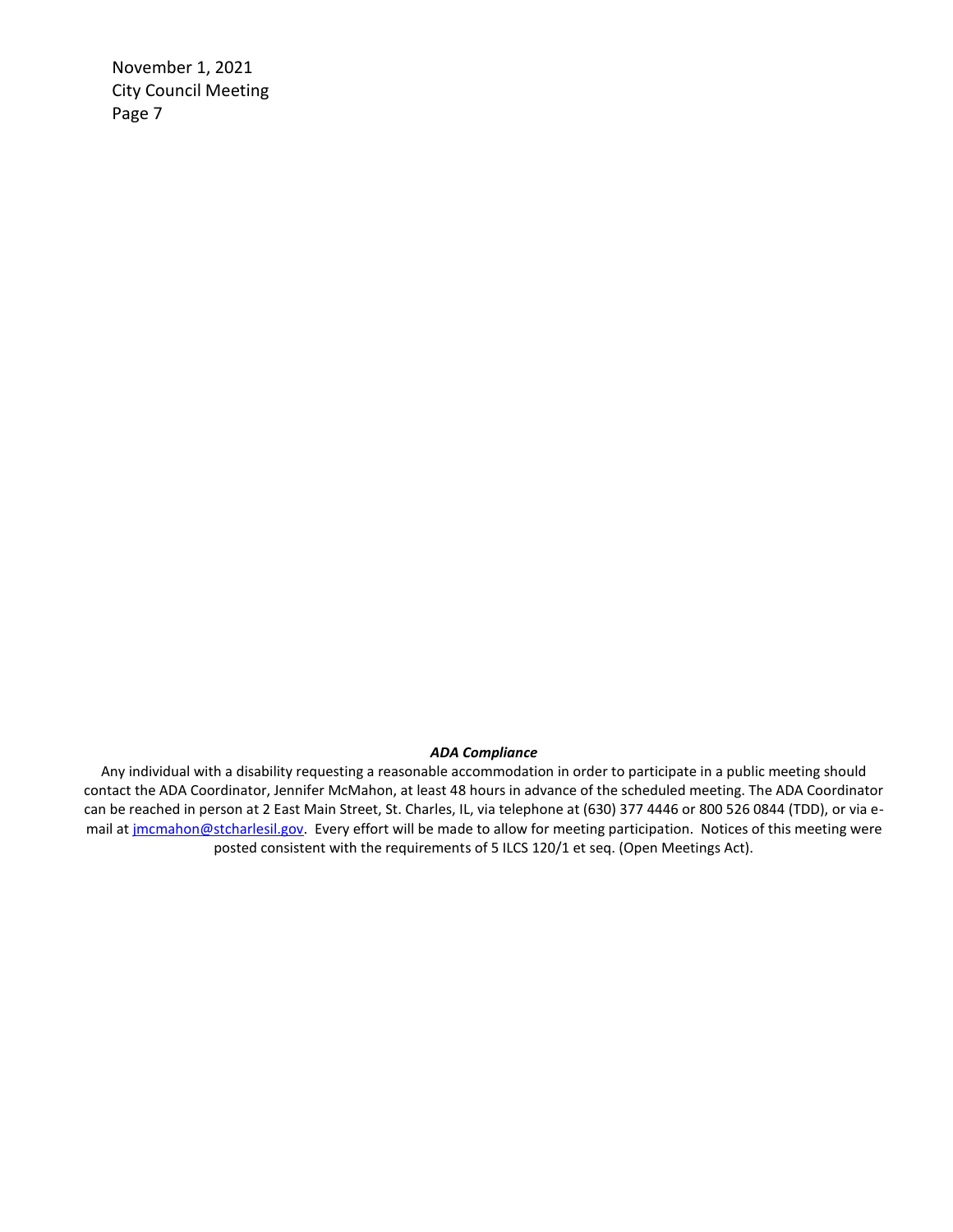***ADA Compliance***

Any individual with a disability requesting a reasonable accommodation in order to participate in a public meeting should contact the ADA Coordinator, Jennifer McMahon, at least 48 hours in advance of the scheduled meeting. The ADA Coordinator can be reached in person at 2 East Main Street, St. Charles, IL, via telephone at (630) 377 4446 or 800 526 0844 (TDD), or via e-mail at jmcmahon@stcharlesil.gov. Every effort will be made to allow for meeting participation. Notices of this meeting were posted consistent with the requirements of 5 ILCS 120/1 et seq. (Open Meetings Act).